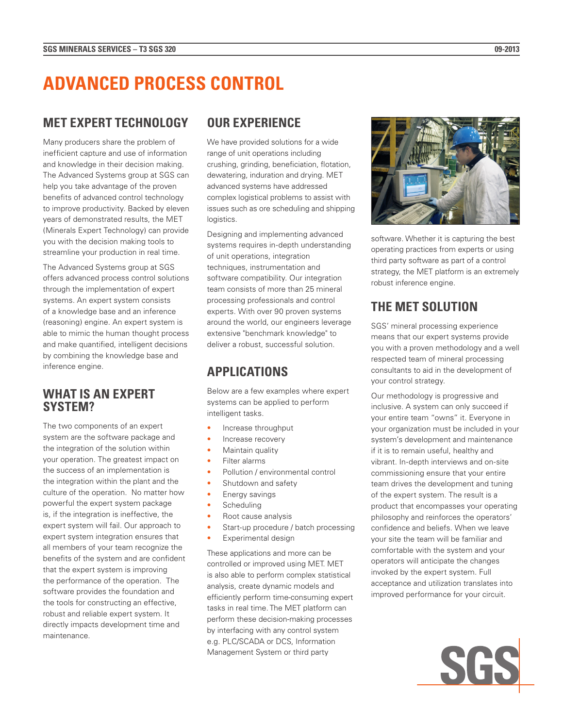# ADVANCED PROCESS CONTROL

## MET EXPERT TECHNOLOGY

Many producers share the problem of inefficient capture and use of information and knowledge in their decision making. The Advanced Systems group at SGS can help you take advantage of the proven benefits of advanced control technology to improve productivity. Backed by eleven years of demonstrated results, the MET (Minerals Expert Technology) can provide you with the decision making tools to streamline your production in real time.

The Advanced Systems group at SGS offers advanced process control solutions through the implementation of expert systems. An expert system consists of a knowledge base and an inference (reasoning) engine. An expert system is able to mimic the human thought process and make quantified, intelligent decisions by combining the knowledge base and inference engine.

## WHAT IS AN EXPERT SYSTEM?

The two components of an expert system are the software package and the integration of the solution within your operation. The greatest impact on the success of an implementation is the integration within the plant and the culture of the operation. No matter how powerful the expert system package is, if the integration is ineffective, the expert system will fail. Our approach to expert system integration ensures that all members of your team recognize the benefits of the system and are confident that the expert system is improving the performance of the operation. The software provides the foundation and the tools for constructing an effective, robust and reliable expert system. It directly impacts development time and maintenance.

## OUR EXPERIENCE

We have provided solutions for a wide range of unit operations including crushing, grinding, beneficiation, flotation, dewatering, induration and drying. MET advanced systems have addressed complex logistical problems to assist with issues such as ore scheduling and shipping logistics.

Designing and implementing advanced systems requires in-depth understanding of unit operations, integration techniques, instrumentation and software compatibility. Our integration team consists of more than 25 mineral processing professionals and control experts. With over 90 proven systems around the world, our engineers leverage extensive "benchmark knowledge" to deliver a robust, successful solution.

## APPLICATIONS

Below are a few examples where expert systems can be applied to perform intelligent tasks.

- Increase throughput
- Increase recovery
- Maintain quality
- Filter alarms
- Pollution / environmental control
- Shutdown and safety
- Energy savings
- Scheduling
- Root cause analysis
- Start-up procedure / batch processing
- Experimental design

These applications and more can be controlled or improved using MET. MET is also able to perform complex statistical analysis, create dynamic models and efficiently perform time-consuming expert tasks in real time. The MET platform can perform these decision-making processes by interfacing with any control system e.g. PLC/SCADA or DCS, Information Management System or third party software. Whether it is capturing the best operating practices from experts or using third party software as part of a control strategy, the MET platform is an extremely robust inference engine.

## THE MET SOLUTION

SGS' mineral processing experience means that our expert systems provide you with a proven methodology and a well respected team of mineral processing consultants to aid in the development of your control strategy.

Our methodology is progressive and inclusive. A system can only succeed if your entire team "owns" it. Everyone in your organization must be included in your system's development and maintenance if it is to remain useful, healthy and vibrant. In-depth interviews and on-site commissioning ensure that your entire team drives the development and tuning of the expert system. The result is a product that encompasses your operating philosophy and reinforces the operators' confidence and beliefs. When we leave your site the team will be familiar and comfortable with the system and your operators will anticipate the changes invoked by the expert system. Full acceptance and utilization translates into improved performance for your circuit.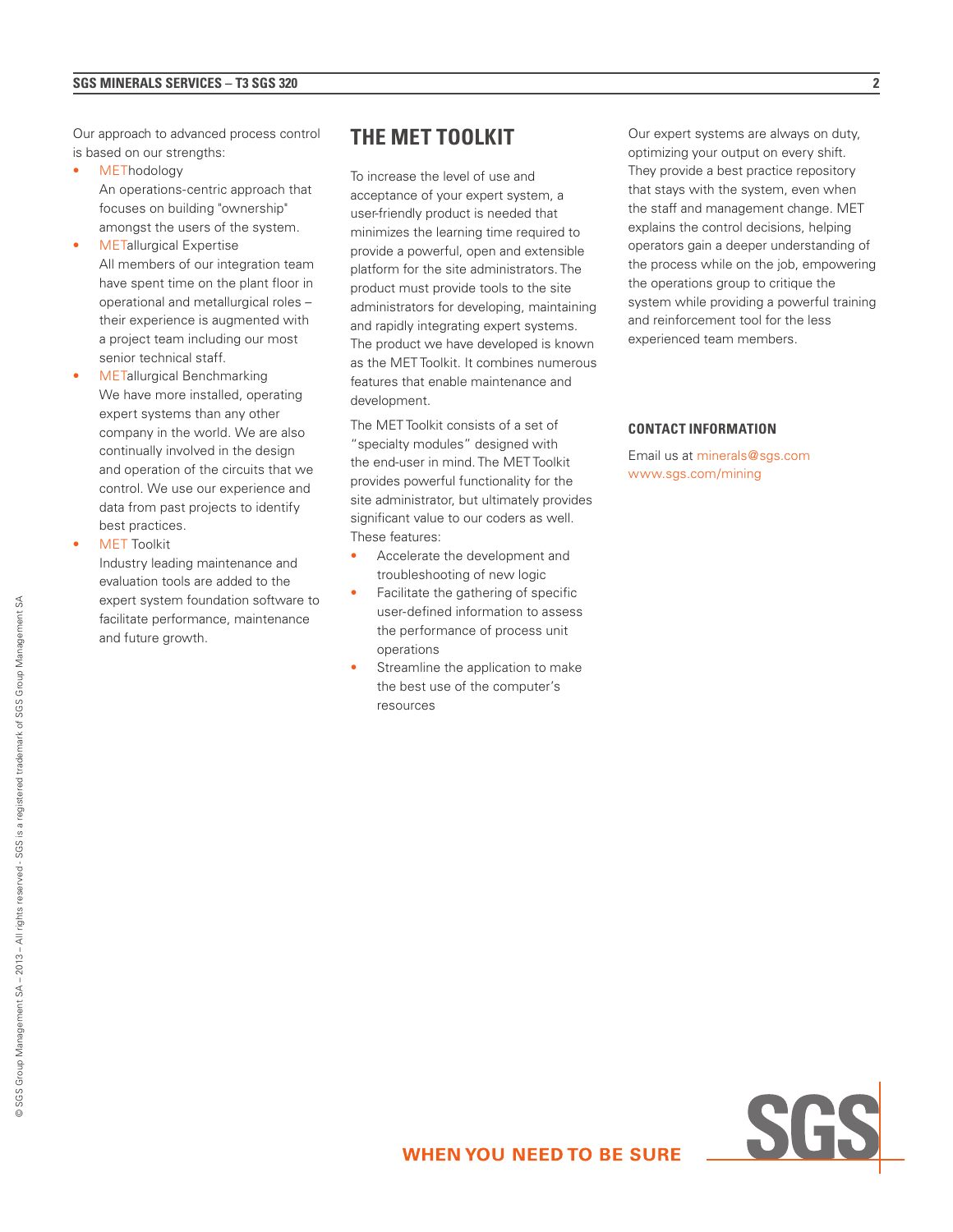Our approach to advanced process control is based on our strengths:

- METhodology
  An operations-centric approach that focuses on building "ownership" amongst the users of the system.
- METallurgical Expertise
  All members of our integration team have spent time on the plant floor in operational and metallurgical roles – their experience is augmented with a project team including our most senior technical staff.
- METallurgical Benchmarking
  We have more installed, operating expert systems than any other company in the world. We are also continually involved in the design and operation of the circuits that we control. We use our experience and data from past projects to identify best practices.
- MET Toolkit
  Industry leading maintenance and evaluation tools are added to the expert system foundation software to facilitate performance, maintenance and future growth.

## THE MET TOOLKIT

To increase the level of use and acceptance of your expert system, a user-friendly product is needed that minimizes the learning time required to provide a powerful, open and extensible platform for the site administrators. The product must provide tools to the site administrators for developing, maintaining and rapidly integrating expert systems. The product we have developed is known as the MET Toolkit. It combines numerous features that enable maintenance and development.

The MET Toolkit consists of a set of "specialty modules" designed with the end-user in mind. The MET Toolkit provides powerful functionality for the site administrator, but ultimately provides significant value to our coders as well. These features:

- Accelerate the development and troubleshooting of new logic
- Facilitate the gathering of specific user-defined information to assess the performance of process unit operations
- Streamline the application to make the best use of the computer's resources

Our expert systems are always on duty, optimizing your output on every shift. They provide a best practice repository that stays with the system, even when the staff and management change. MET explains the control decisions, helping operators gain a deeper understanding of the process while on the job, empowering the operations group to critique the system while providing a powerful training and reinforcement tool for the less experienced team members.

### CONTACT INFORMATION

Email us at minerals@sgs.com
www.sgs.com/mining

© SGS Group Management SA – 2013 – All rights reserved - SGS is a registered trademark of SGS Group Management SA

WHEN YOU NEED TO BE SURE

SGS